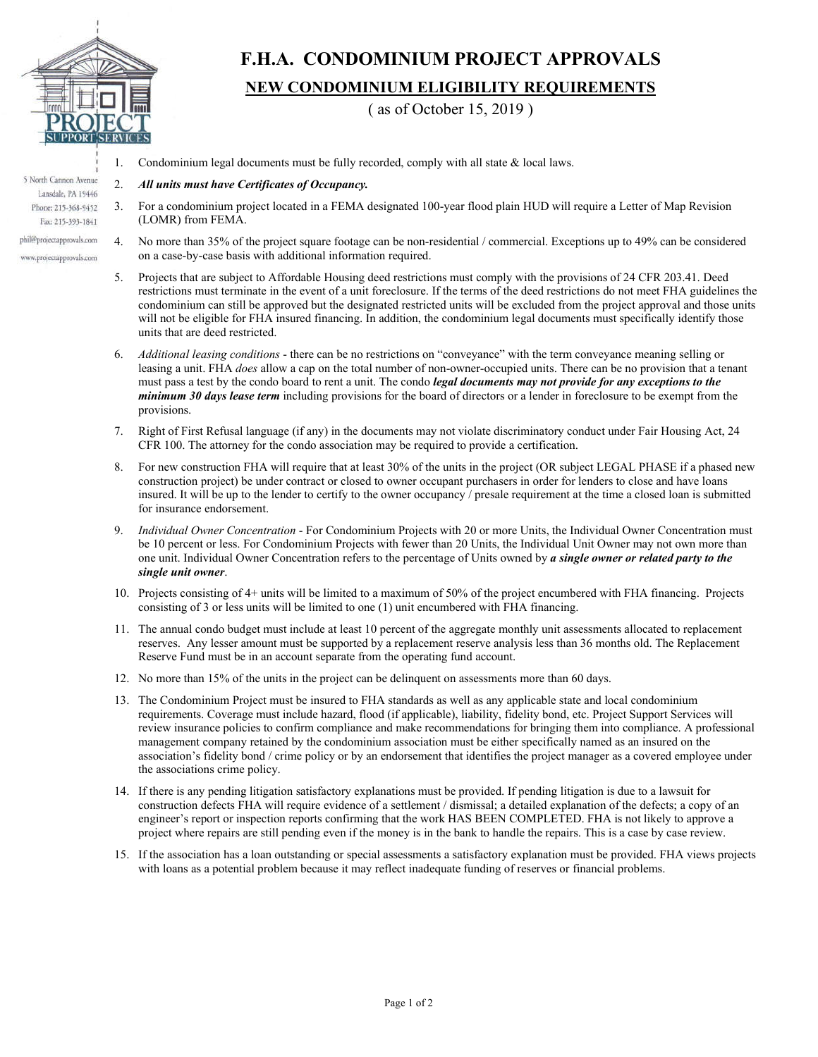# F.H.A. CONDOMINIUM PROJECT APPROVALS

## NEW CONDOMINIUM ELIGIBILITY REQUIREMENTS

( as of October 15, 2019 )

5 North Cannon Avenue
Lansdale, PA 19446
Phone: 215-368-9452
Fax: 215-393-1841
phil@projectapprovals.com
www.projectapprovals.com

1. Condominium legal documents must be fully recorded, comply with all state & local laws.
2. ***All units must have Certificates of Occupancy.***
3. For a condominium project located in a FEMA designated 100-year flood plain HUD will require a Letter of Map Revision (LOMR) from FEMA.
4. No more than 35% of the project square footage can be non-residential / commercial. Exceptions up to 49% can be considered on a case-by-case basis with additional information required.
5. Projects that are subject to Affordable Housing deed restrictions must comply with the provisions of 24 CFR 203.41. Deed restrictions must terminate in the event of a unit foreclosure. If the terms of the deed restrictions do not meet FHA guidelines the condominium can still be approved but the designated restricted units will be excluded from the project approval and those units will not be eligible for FHA insured financing. In addition, the condominium legal documents must specifically identify those units that are deed restricted.
6. *Additional leasing conditions* - there can be no restrictions on "conveyance" with the term conveyance meaning selling or leasing a unit. FHA *does* allow a cap on the total number of non-owner-occupied units. There can be no provision that a tenant must pass a test by the condo board to rent a unit. The condo ***legal documents may not provide for any exceptions to the minimum 30 days lease term*** including provisions for the board of directors or a lender in foreclosure to be exempt from the provisions.
7. Right of First Refusal language (if any) in the documents may not violate discriminatory conduct under Fair Housing Act, 24 CFR 100. The attorney for the condo association may be required to provide a certification.
8. For new construction FHA will require that at least 30% of the units in the project (OR subject LEGAL PHASE if a phased new construction project) be under contract or closed to owner occupant purchasers in order for lenders to close and have loans insured. It will be up to the lender to certify to the owner occupancy / presale requirement at the time a closed loan is submitted for insurance endorsement.
9. *Individual Owner Concentration* - For Condominium Projects with 20 or more Units, the Individual Owner Concentration must be 10 percent or less. For Condominium Projects with fewer than 20 Units, the Individual Unit Owner may not own more than one unit. Individual Owner Concentration refers to the percentage of Units owned by ***a single owner or related party to the single unit owner***.
10. Projects consisting of 4+ units will be limited to a maximum of 50% of the project encumbered with FHA financing. Projects consisting of 3 or less units will be limited to one (1) unit encumbered with FHA financing.
11. The annual condo budget must include at least 10 percent of the aggregate monthly unit assessments allocated to replacement reserves. Any lesser amount must be supported by a replacement reserve analysis less than 36 months old. The Replacement Reserve Fund must be in an account separate from the operating fund account.
12. No more than 15% of the units in the project can be delinquent on assessments more than 60 days.
13. The Condominium Project must be insured to FHA standards as well as any applicable state and local condominium requirements. Coverage must include hazard, flood (if applicable), liability, fidelity bond, etc. Project Support Services will review insurance policies to confirm compliance and make recommendations for bringing them into compliance. A professional management company retained by the condominium association must be either specifically named as an insured on the association's fidelity bond / crime policy or by an endorsement that identifies the project manager as a covered employee under the associations crime policy.
14. If there is any pending litigation satisfactory explanations must be provided. If pending litigation is due to a lawsuit for construction defects FHA will require evidence of a settlement / dismissal; a detailed explanation of the defects; a copy of an engineer's report or inspection reports confirming that the work HAS BEEN COMPLETED. FHA is not likely to approve a project where repairs are still pending even if the money is in the bank to handle the repairs. This is a case by case review.
15. If the association has a loan outstanding or special assessments a satisfactory explanation must be provided. FHA views projects with loans as a potential problem because it may reflect inadequate funding of reserves or financial problems.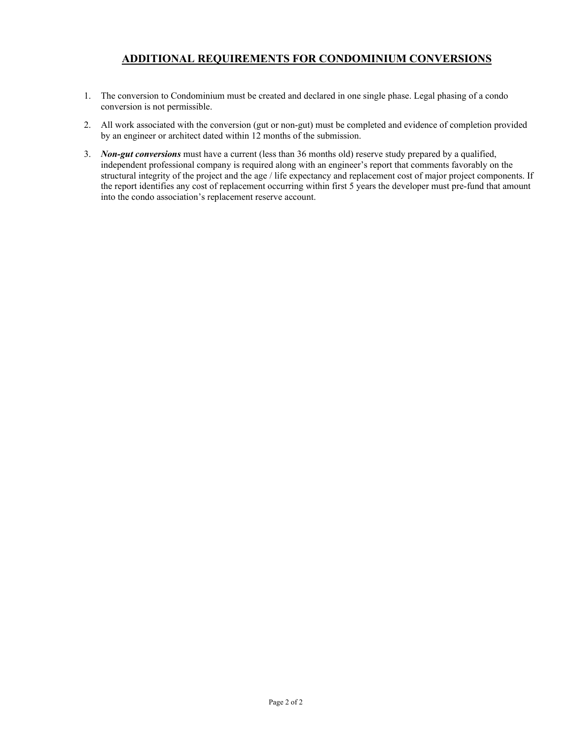## ADDITIONAL REQUIREMENTS FOR CONDOMINIUM CONVERSIONS

1. The conversion to Condominium must be created and declared in one single phase. Legal phasing of a condo conversion is not permissible.
2. All work associated with the conversion (gut or non-gut) must be completed and evidence of completion provided by an engineer or architect dated within 12 months of the submission.
3. ***Non-gut conversions*** must have a current (less than 36 months old) reserve study prepared by a qualified, independent professional company is required along with an engineer's report that comments favorably on the structural integrity of the project and the age / life expectancy and replacement cost of major project components. If the report identifies any cost of replacement occurring within first 5 years the developer must pre-fund that amount into the condo association's replacement reserve account.